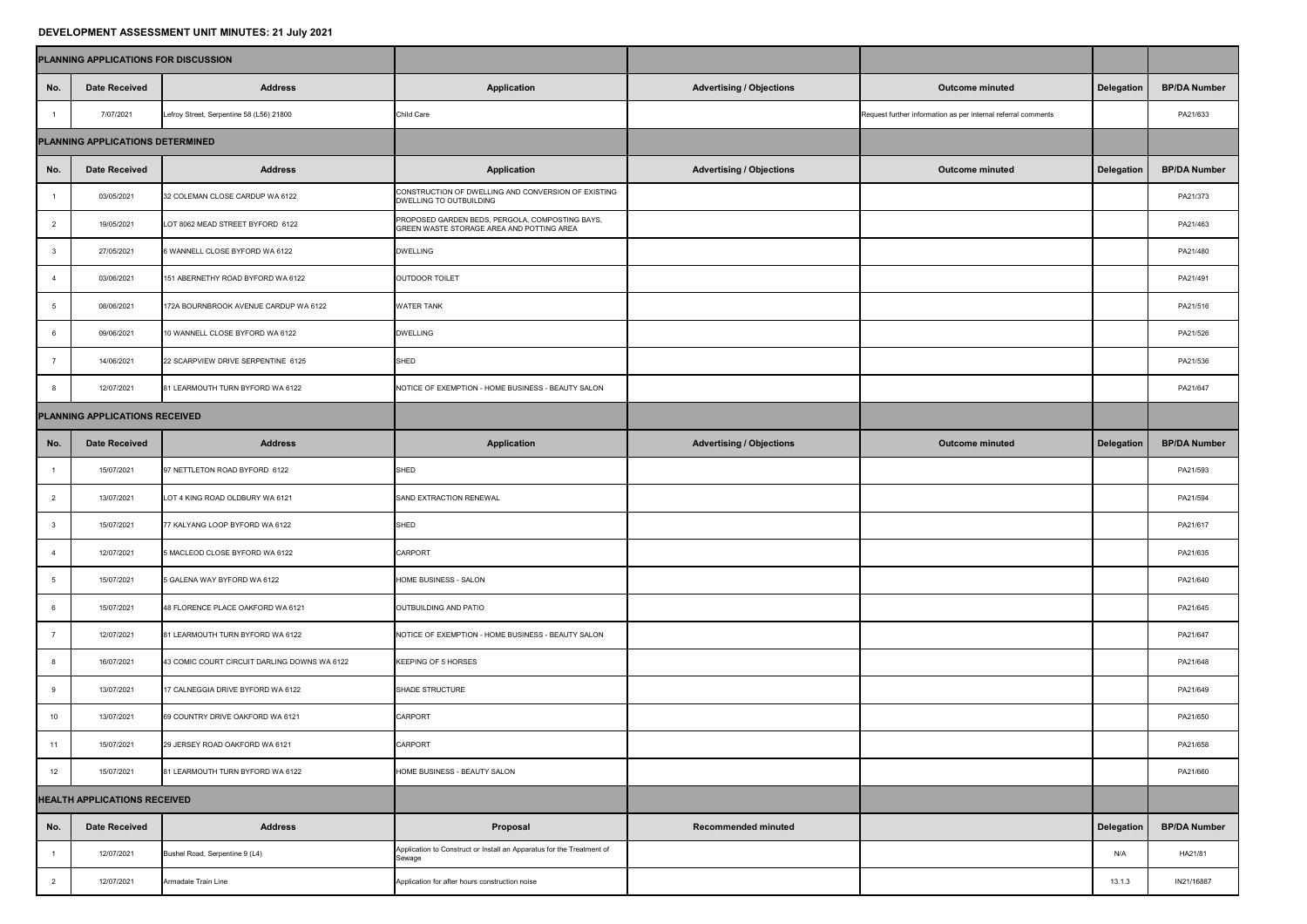# DEVELOPMENT ASSESSMENT UNIT MINUTES: 21 July 2021

| PLANNING APPLICATIONS FOR DISCUSSION | | | | | | | |
|---|---|---|---|---|---|---|---|
| **No.** | **Date Received** | **Address** | **Application** | **Advertising / Objections** | **Outcome minuted** | **Delegation** | **BP/DA Number** |
| 1 | 7/07/2021 | Lefroy Street, Serpentine 58 (L56) 21800 | Child Care | | Request further information as per internal referral comments | | PA21/633 |
| **PLANNING APPLICATIONS DETERMINED** | | | | | | | |
| **No.** | **Date Received** | **Address** | **Application** | **Advertising / Objections** | **Outcome minuted** | **Delegation** | **BP/DA Number** |
| 1 | 03/05/2021 | 32 COLEMAN CLOSE CARDUP WA 6122 | CONSTRUCTION OF DWELLING AND CONVERSION OF EXISTING DWELLING TO OUTBUILDING | | | | PA21/373 |
| 2 | 19/05/2021 | LOT 8062 MEAD STREET BYFORD 6122 | PROPOSED GARDEN BEDS, PERGOLA, COMPOSTING BAYS, GREEN WASTE STORAGE AREA AND POTTING AREA | | | | PA21/463 |
| 3 | 27/05/2021 | 6 WANNELL CLOSE BYFORD WA 6122 | DWELLING | | | | PA21/480 |
| 4 | 03/06/2021 | 151 ABERNETHY ROAD BYFORD WA 6122 | OUTDOOR TOILET | | | | PA21/491 |
| 5 | 08/06/2021 | 172A BOURNBROOK AVENUE CARDUP WA 6122 | WATER TANK | | | | PA21/516 |
| 6 | 09/06/2021 | 10 WANNELL CLOSE BYFORD WA 6122 | DWELLING | | | | PA21/526 |
| 7 | 14/06/2021 | 22 SCARPVIEW DRIVE SERPENTINE 6125 | SHED | | | | PA21/536 |
| 8 | 12/07/2021 | 81 LEARMOUTH TURN BYFORD WA 6122 | NOTICE OF EXEMPTION - HOME BUSINESS - BEAUTY SALON | | | | PA21/647 |
| **PLANNING APPLICATIONS RECEIVED** | | | | | | | |
| **No.** | **Date Received** | **Address** | **Application** | **Advertising / Objections** | **Outcome minuted** | **Delegation** | **BP/DA Number** |
| 1 | 15/07/2021 | 97 NETTLETON ROAD BYFORD 6122 | SHED | | | | PA21/593 |
| 2 | 13/07/2021 | LOT 4 KING ROAD OLDBURY WA 6121 | SAND EXTRACTION RENEWAL | | | | PA21/594 |
| 3 | 15/07/2021 | 77 KALYANG LOOP BYFORD WA 6122 | SHED | | | | PA21/617 |
| 4 | 12/07/2021 | 5 MACLEOD CLOSE BYFORD WA 6122 | CARPORT | | | | PA21/635 |
| 5 | 15/07/2021 | 5 GALENA WAY BYFORD WA 6122 | HOME BUSINESS - SALON | | | | PA21/640 |
| 6 | 15/07/2021 | 48 FLORENCE PLACE OAKFORD WA 6121 | OUTBUILDING AND PATIO | | | | PA21/645 |
| 7 | 12/07/2021 | 81 LEARMOUTH TURN BYFORD WA 6122 | NOTICE OF EXEMPTION - HOME BUSINESS - BEAUTY SALON | | | | PA21/647 |
| 8 | 16/07/2021 | 43 COMIC COURT CIRCUIT DARLING DOWNS WA 6122 | KEEPING OF 5 HORSES | | | | PA21/648 |
| 9 | 13/07/2021 | 17 CALNEGGIA DRIVE BYFORD WA 6122 | SHADE STRUCTURE | | | | PA21/649 |
| 10 | 13/07/2021 | 69 COUNTRY DRIVE OAKFORD WA 6121 | CARPORT | | | | PA21/650 |
| 11 | 15/07/2021 | 29 JERSEY ROAD OAKFORD WA 6121 | CARPORT | | | | PA21/658 |
| 12 | 15/07/2021 | 81 LEARMOUTH TURN BYFORD WA 6122 | HOME BUSINESS - BEAUTY SALON | | | | PA21/660 |
| **HEALTH APPLICATIONS RECEIVED** | | | | | | | |
| **No.** | **Date Received** | **Address** | **Proposal** | **Recommended minuted** | | **Delegation** | **BP/DA Number** |
| 1 | 12/07/2021 | Bushel Road, Serpentine 9 (L4) | Application to Construct or Install an Apparatus for the Treatment of Sewage | | | N/A | HA21/81 |
| 2 | 12/07/2021 | Armadale Train Line | Application for after hours construction noise | | | 13.1.3 | IN21/16887 |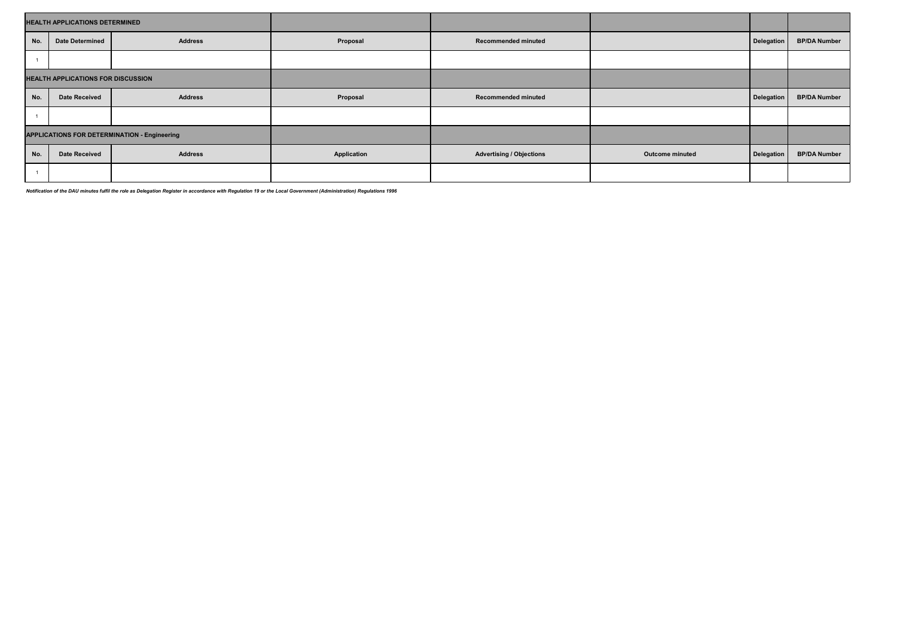| HEALTH APPLICATIONS DETERMINED | | | | | | | |
|---|---|---|---|---|---|---|---|
| No. | Date Determined | Address | Proposal | Recommended minuted | | Delegation | BP/DA Number |
| 1 | | | | | | | |

| HEALTH APPLICATIONS FOR DISCUSSION | | | | | | | |
|---|---|---|---|---|---|---|---|
| No. | Date Received | Address | Proposal | Recommended minuted | | Delegation | BP/DA Number |
| 1 | | | | | | | |

| APPLICATIONS FOR DETERMINATION - Engineering | | | | | | | |
|---|---|---|---|---|---|---|---|
| No. | Date Received | Address | Application | Advertising / Objections | Outcome minuted | Delegation | BP/DA Number |
| 1 | | | | | | | |

***Notification of the DAU minutes fulfil the role as Delegation Register in accordance with Regulation 19 or the Local Government (Administration) Regulations 1996***